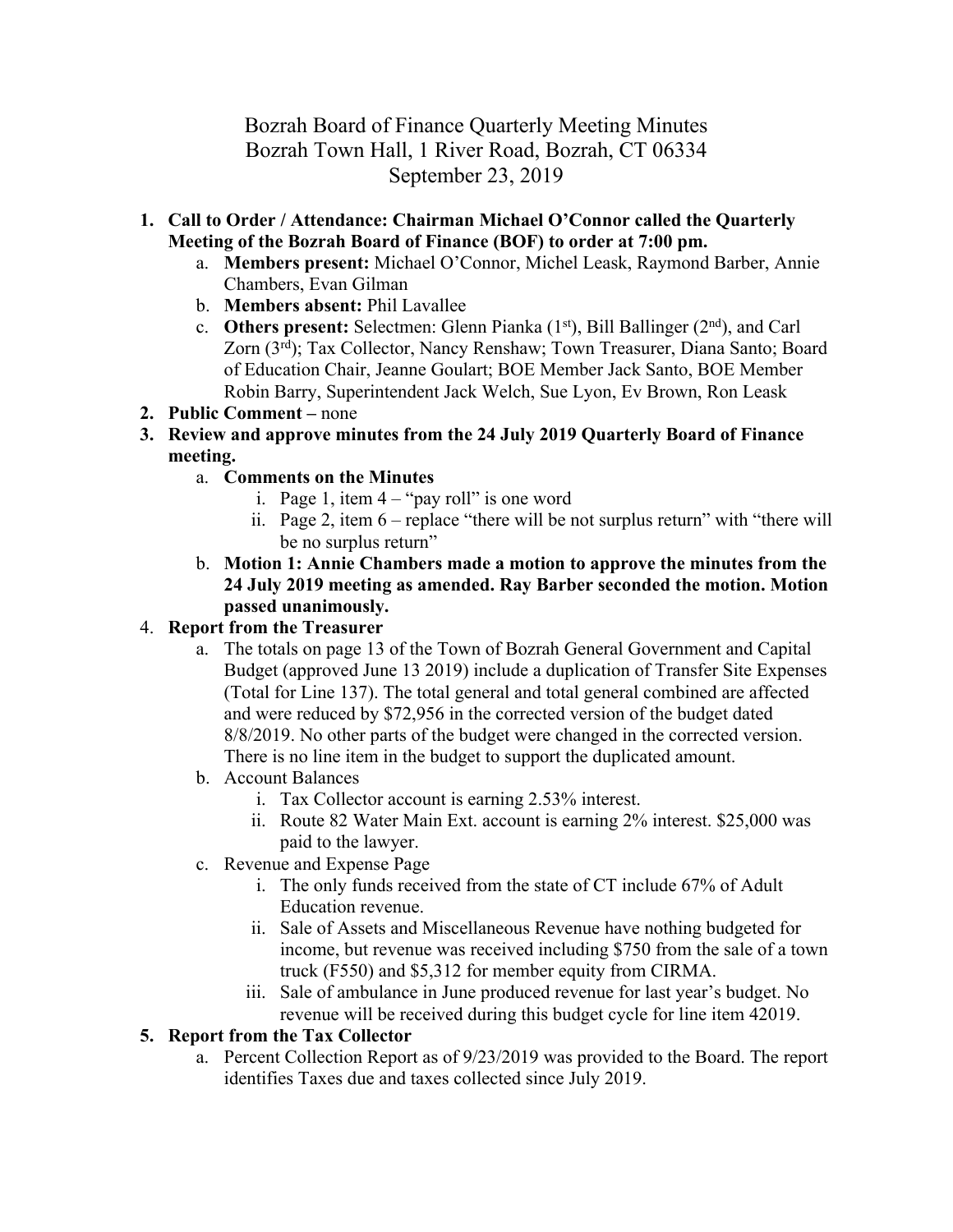# Bozrah Board of Finance Quarterly Meeting Minutes
## Bozrah Town Hall, 1 River Road, Bozrah, CT 06334
## September 23, 2019

1. **Call to Order / Attendance: Chairman Michael O'Connor called the Quarterly Meeting of the Bozrah Board of Finance (BOF) to order at 7:00 pm.**
   a. **Members present:** Michael O'Connor, Michel Leask, Raymond Barber, Annie Chambers, Evan Gilman
   b. **Members absent:** Phil Lavallee
   c. **Others present:** Selectmen: Glenn Pianka (1st), Bill Ballinger (2nd), and Carl Zorn (3rd); Tax Collector, Nancy Renshaw; Town Treasurer, Diana Santo; Board of Education Chair, Jeanne Goulart; BOE Member Jack Santo, BOE Member Robin Barry, Superintendent Jack Welch, Sue Lyon, Ev Brown, Ron Leask
2. **Public Comment –** none
3. **Review and approve minutes from the 24 July 2019 Quarterly Board of Finance meeting.**
   a. **Comments on the Minutes**
      i. Page 1, item 4 – "pay roll" is one word
      ii. Page 2, item 6 – replace "there will be not surplus return" with "there will be no surplus return"
   b. **Motion 1: Annie Chambers made a motion to approve the minutes from the 24 July 2019 meeting as amended. Ray Barber seconded the motion. Motion passed unanimously.**
4. **Report from the Treasurer**
   a. The totals on page 13 of the Town of Bozrah General Government and Capital Budget (approved June 13 2019) include a duplication of Transfer Site Expenses (Total for Line 137). The total general and total general combined are affected and were reduced by $72,956 in the corrected version of the budget dated 8/8/2019. No other parts of the budget were changed in the corrected version. There is no line item in the budget to support the duplicated amount.
   b. Account Balances
      i. Tax Collector account is earning 2.53% interest.
      ii. Route 82 Water Main Ext. account is earning 2% interest. $25,000 was paid to the lawyer.
   c. Revenue and Expense Page
      i. The only funds received from the state of CT include 67% of Adult Education revenue.
      ii. Sale of Assets and Miscellaneous Revenue have nothing budgeted for income, but revenue was received including $750 from the sale of a town truck (F550) and $5,312 for member equity from CIRMA.
      iii. Sale of ambulance in June produced revenue for last year's budget. No revenue will be received during this budget cycle for line item 42019.
5. **Report from the Tax Collector**
   a. Percent Collection Report as of 9/23/2019 was provided to the Board. The report identifies Taxes due and taxes collected since July 2019.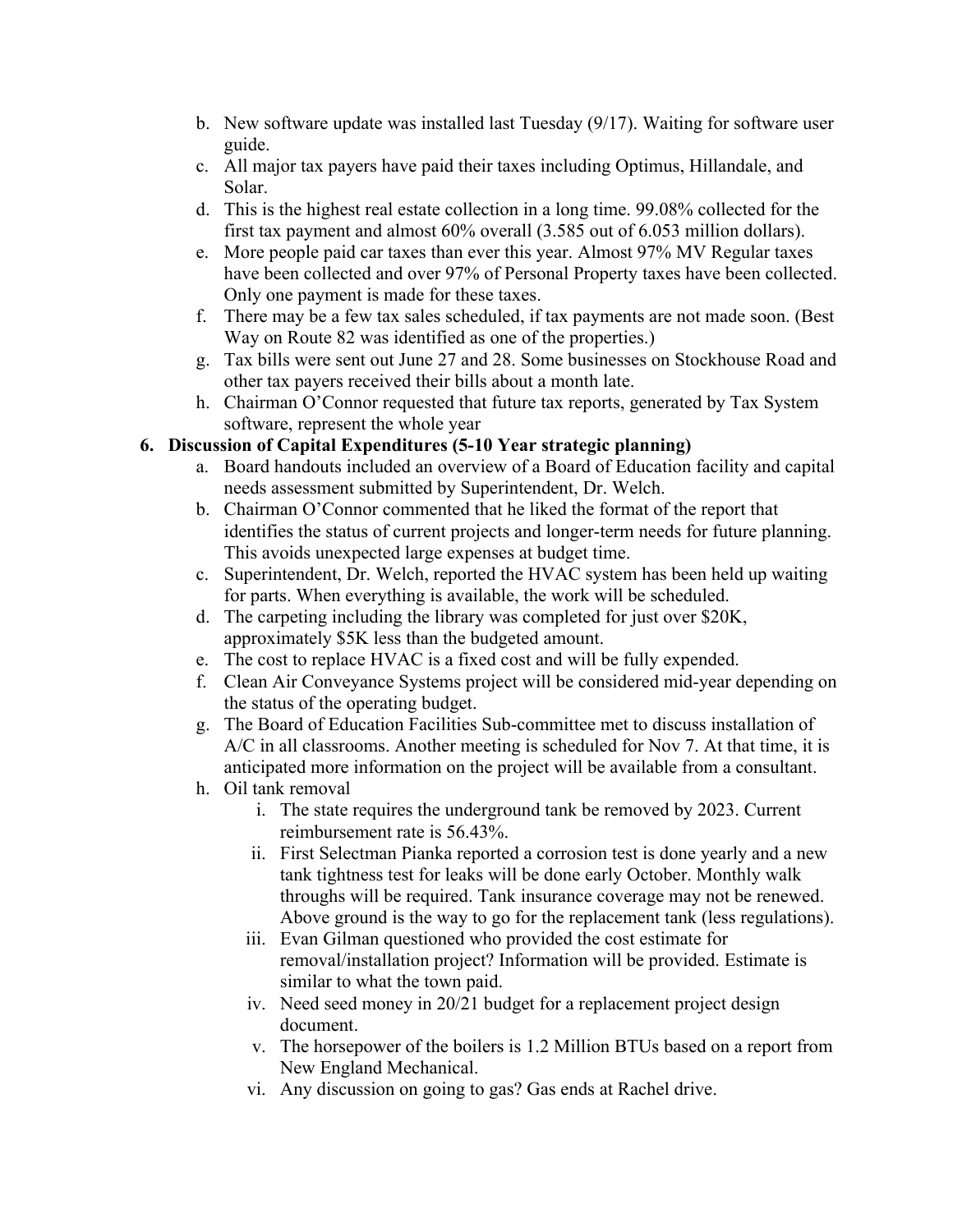b. New software update was installed last Tuesday (9/17). Waiting for software user guide.
c. All major tax payers have paid their taxes including Optimus, Hillandale, and Solar.
d. This is the highest real estate collection in a long time. 99.08% collected for the first tax payment and almost 60% overall (3.585 out of 6.053 million dollars).
e. More people paid car taxes than ever this year. Almost 97% MV Regular taxes have been collected and over 97% of Personal Property taxes have been collected. Only one payment is made for these taxes.
f. There may be a few tax sales scheduled, if tax payments are not made soon. (Best Way on Route 82 was identified as one of the properties.)
g. Tax bills were sent out June 27 and 28. Some businesses on Stockhouse Road and other tax payers received their bills about a month late.
h. Chairman O'Connor requested that future tax reports, generated by Tax System software, represent the whole year

**6. Discussion of Capital Expenditures (5-10 Year strategic planning)**

a. Board handouts included an overview of a Board of Education facility and capital needs assessment submitted by Superintendent, Dr. Welch.
b. Chairman O'Connor commented that he liked the format of the report that identifies the status of current projects and longer-term needs for future planning. This avoids unexpected large expenses at budget time.
c. Superintendent, Dr. Welch, reported the HVAC system has been held up waiting for parts. When everything is available, the work will be scheduled.
d. The carpeting including the library was completed for just over $20K, approximately $5K less than the budgeted amount.
e. The cost to replace HVAC is a fixed cost and will be fully expended.
f. Clean Air Conveyance Systems project will be considered mid-year depending on the status of the operating budget.
g. The Board of Education Facilities Sub-committee met to discuss installation of A/C in all classrooms. Another meeting is scheduled for Nov 7. At that time, it is anticipated more information on the project will be available from a consultant.
h. Oil tank removal
    i. The state requires the underground tank be removed by 2023. Current reimbursement rate is 56.43%.
    ii. First Selectman Pianka reported a corrosion test is done yearly and a new tank tightness test for leaks will be done early October. Monthly walk throughs will be required. Tank insurance coverage may not be renewed. Above ground is the way to go for the replacement tank (less regulations).
    iii. Evan Gilman questioned who provided the cost estimate for removal/installation project? Information will be provided. Estimate is similar to what the town paid.
    iv. Need seed money in 20/21 budget for a replacement project design document.
    v. The horsepower of the boilers is 1.2 Million BTUs based on a report from New England Mechanical.
    vi. Any discussion on going to gas? Gas ends at Rachel drive.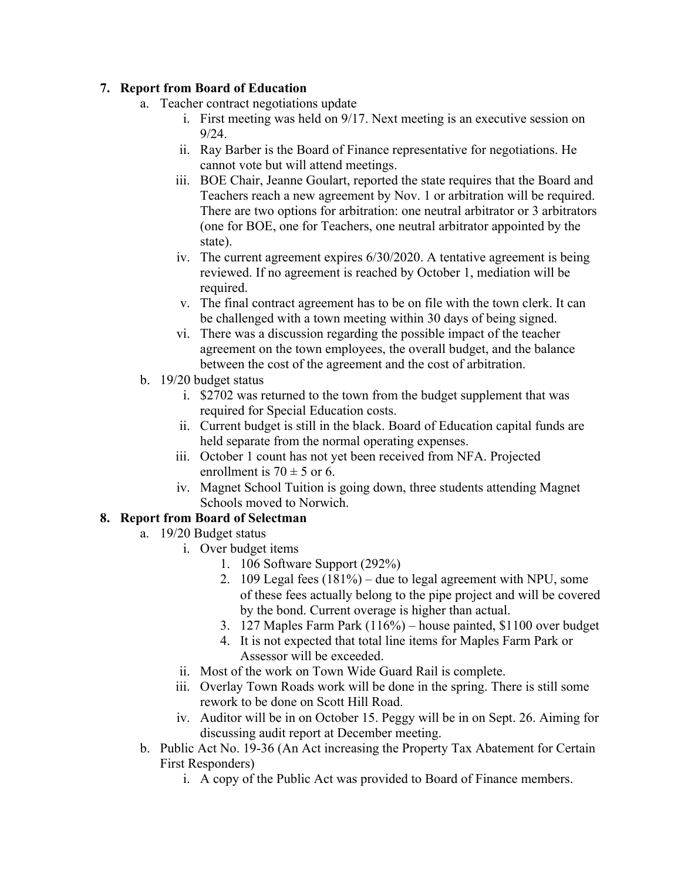7. **Report from Board of Education**
   a. Teacher contract negotiations update
      i. First meeting was held on 9/17. Next meeting is an executive session on 9/24.
      ii. Ray Barber is the Board of Finance representative for negotiations. He cannot vote but will attend meetings.
      iii. BOE Chair, Jeanne Goulart, reported the state requires that the Board and Teachers reach a new agreement by Nov. 1 or arbitration will be required. There are two options for arbitration: one neutral arbitrator or 3 arbitrators (one for BOE, one for Teachers, one neutral arbitrator appointed by the state).
      iv. The current agreement expires 6/30/2020. A tentative agreement is being reviewed. If no agreement is reached by October 1, mediation will be required.
      v. The final contract agreement has to be on file with the town clerk. It can be challenged with a town meeting within 30 days of being signed.
      vi. There was a discussion regarding the possible impact of the teacher agreement on the town employees, the overall budget, and the balance between the cost of the agreement and the cost of arbitration.
   b. 19/20 budget status
      i. $2702 was returned to the town from the budget supplement that was required for Special Education costs.
      ii. Current budget is still in the black. Board of Education capital funds are held separate from the normal operating expenses.
      iii. October 1 count has not yet been received from NFA. Projected enrollment is $70 \pm 5$ or 6.
      iv. Magnet School Tuition is going down, three students attending Magnet Schools moved to Norwich.

8. **Report from Board of Selectman**
   a. 19/20 Budget status
      i. Over budget items
         1. 106 Software Support (292%)
         2. 109 Legal fees (181%) – due to legal agreement with NPU, some of these fees actually belong to the pipe project and will be covered by the bond. Current overage is higher than actual.
         3. 127 Maples Farm Park (116%) – house painted, $1100 over budget
         4. It is not expected that total line items for Maples Farm Park or Assessor will be exceeded.
      ii. Most of the work on Town Wide Guard Rail is complete.
      iii. Overlay Town Roads work will be done in the spring. There is still some rework to be done on Scott Hill Road.
      iv. Auditor will be in on October 15. Peggy will be in on Sept. 26. Aiming for discussing audit report at December meeting.
   b. Public Act No. 19-36 (An Act increasing the Property Tax Abatement for Certain First Responders)
      i. A copy of the Public Act was provided to Board of Finance members.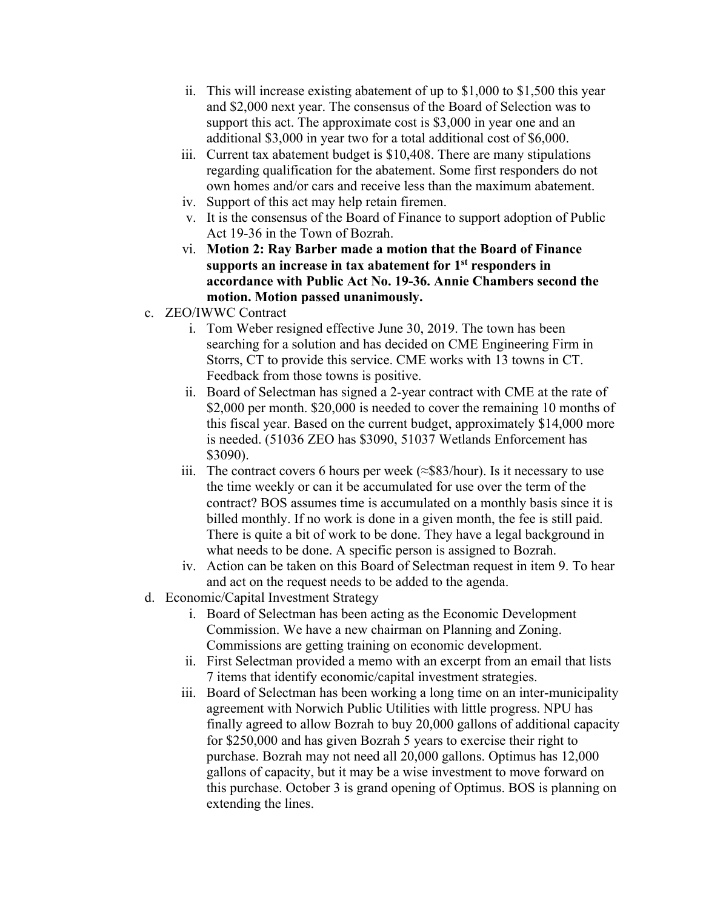ii. This will increase existing abatement of up to $1,000 to $1,500 this year and $2,000 next year. The consensus of the Board of Selection was to support this act. The approximate cost is $3,000 in year one and an additional $3,000 in year two for a total additional cost of $6,000.
   iii. Current tax abatement budget is $10,408. There are many stipulations regarding qualification for the abatement. Some first responders do not own homes and/or cars and receive less than the maximum abatement.
   iv. Support of this act may help retain firemen.
   v. It is the consensus of the Board of Finance to support adoption of Public Act 19-36 in the Town of Bozrah.
   vi. **Motion 2: Ray Barber made a motion that the Board of Finance supports an increase in tax abatement for 1st responders in accordance with Public Act No. 19-36. Annie Chambers second the motion. Motion passed unanimously.**

c. ZEO/IWWC Contract
   i. Tom Weber resigned effective June 30, 2019. The town has been searching for a solution and has decided on CME Engineering Firm in Storrs, CT to provide this service. CME works with 13 towns in CT. Feedback from those towns is positive.
   ii. Board of Selectman has signed a 2-year contract with CME at the rate of $2,000 per month. $20,000 is needed to cover the remaining 10 months of this fiscal year. Based on the current budget, approximately $14,000 more is needed. (51036 ZEO has $3090, 51037 Wetlands Enforcement has $3090).
   iii. The contract covers 6 hours per week (≈$83/hour). Is it necessary to use the time weekly or can it be accumulated for use over the term of the contract? BOS assumes time is accumulated on a monthly basis since it is billed monthly. If no work is done in a given month, the fee is still paid. There is quite a bit of work to be done. They have a legal background in what needs to be done. A specific person is assigned to Bozrah.
   iv. Action can be taken on this Board of Selectman request in item 9. To hear and act on the request needs to be added to the agenda.

d. Economic/Capital Investment Strategy
   i. Board of Selectman has been acting as the Economic Development Commission. We have a new chairman on Planning and Zoning. Commissions are getting training on economic development.
   ii. First Selectman provided a memo with an excerpt from an email that lists 7 items that identify economic/capital investment strategies.
   iii. Board of Selectman has been working a long time on an inter-municipality agreement with Norwich Public Utilities with little progress. NPU has finally agreed to allow Bozrah to buy 20,000 gallons of additional capacity for $250,000 and has given Bozrah 5 years to exercise their right to purchase. Bozrah may not need all 20,000 gallons. Optimus has 12,000 gallons of capacity, but it may be a wise investment to move forward on this purchase. October 3 is grand opening of Optimus. BOS is planning on extending the lines.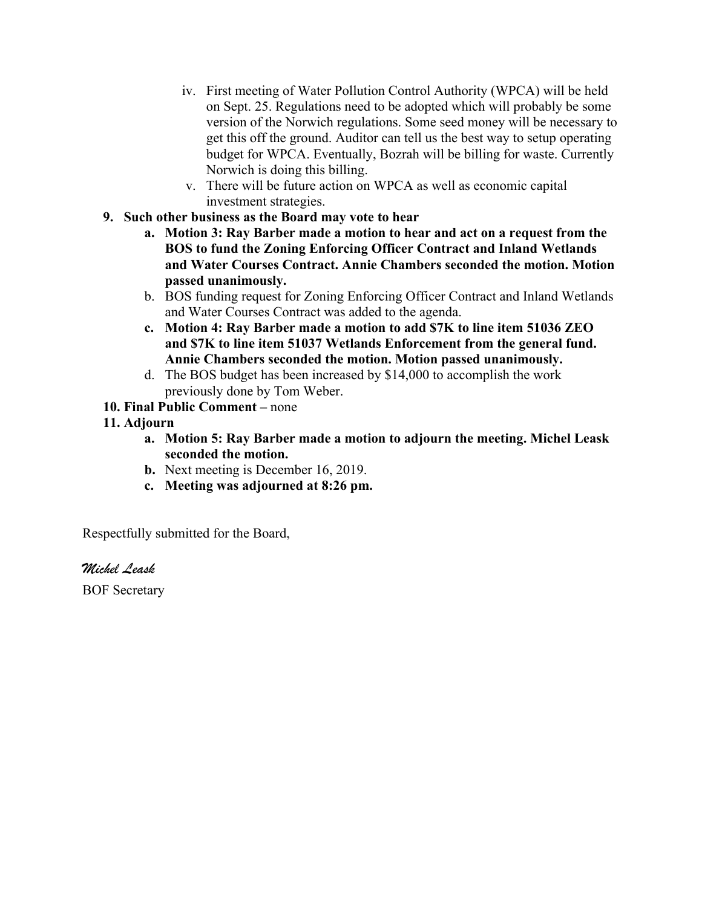- iv. First meeting of Water Pollution Control Authority (WPCA) will be held on Sept. 25. Regulations need to be adopted which will probably be some version of the Norwich regulations. Some seed money will be necessary to get this off the ground. Auditor can tell us the best way to setup operating budget for WPCA. Eventually, Bozrah will be billing for waste. Currently Norwich is doing this billing.
- v. There will be future action on WPCA as well as economic capital investment strategies.

**9. Such other business as the Board may vote to hear**

- **a. Motion 3: Ray Barber made a motion to hear and act on a request from the BOS to fund the Zoning Enforcing Officer Contract and Inland Wetlands and Water Courses Contract. Annie Chambers seconded the motion. Motion passed unanimously.**
- b. BOS funding request for Zoning Enforcing Officer Contract and Inland Wetlands and Water Courses Contract was added to the agenda.
- **c. Motion 4: Ray Barber made a motion to add $7K to line item 51036 ZEO and $7K to line item 51037 Wetlands Enforcement from the general fund. Annie Chambers seconded the motion. Motion passed unanimously.**
- d. The BOS budget has been increased by $14,000 to accomplish the work previously done by Tom Weber.

**10. Final Public Comment –** none

**11. Adjourn**

- **a. Motion 5: Ray Barber made a motion to adjourn the meeting. Michel Leask seconded the motion.**
- **b.** Next meeting is December 16, 2019.
- **c. Meeting was adjourned at 8:26 pm.**

Respectfully submitted for the Board,

*Michel Leask*

BOF Secretary